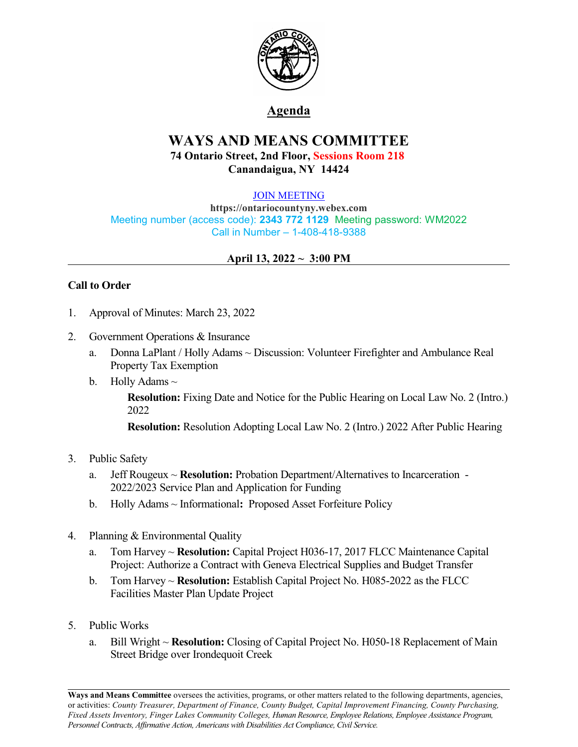# Agenda

## WAYS AND MEANS COMMITTEE

**74 Ontario Street, 2nd Floor, Sessions Room 218**
**Canandaigua, NY 14424**

JOIN MEETING
**https://ontariocountyny.webex.com**
Meeting number (access code): **2343 772 1129** Meeting password: WM2022
Call in Number – 1-408-418-9388

**April 13, 2022 ~ 3:00 PM**

---

**Call to Order**

1. Approval of Minutes: March 23, 2022

2. Government Operations & Insurance
   a. Donna LaPlant / Holly Adams ~ Discussion: Volunteer Firefighter and Ambulance Real Property Tax Exemption
   b. Holly Adams ~
      **Resolution:** Fixing Date and Notice for the Public Hearing on Local Law No. 2 (Intro.) 2022
      **Resolution:** Resolution Adopting Local Law No. 2 (Intro.) 2022 After Public Hearing

3. Public Safety
   a. Jeff Rougeux ~ **Resolution:** Probation Department/Alternatives to Incarceration - 2022/2023 Service Plan and Application for Funding
   b. Holly Adams ~ Informational**:** Proposed Asset Forfeiture Policy

4. Planning & Environmental Quality
   a. Tom Harvey ~ **Resolution:** Capital Project H036-17, 2017 FLCC Maintenance Capital Project: Authorize a Contract with Geneva Electrical Supplies and Budget Transfer
   b. Tom Harvey ~ **Resolution:** Establish Capital Project No. H085-2022 as the FLCC Facilities Master Plan Update Project

5. Public Works
   a. Bill Wright ~ **Resolution:** Closing of Capital Project No. H050-18 Replacement of Main Street Bridge over Irondequoit Creek

---

**Ways and Means Committee** oversees the activities, programs, or other matters related to the following departments, agencies, or activities: *County Treasurer, Department of Finance, County Budget, Capital Improvement Financing, County Purchasing, Fixed Assets Inventory, Finger Lakes Community Colleges, Human Resource, Employee Relations, Employee Assistance Program, Personnel Contracts, Affirmative Action, Americans with Disabilities Act Compliance, Civil Service.*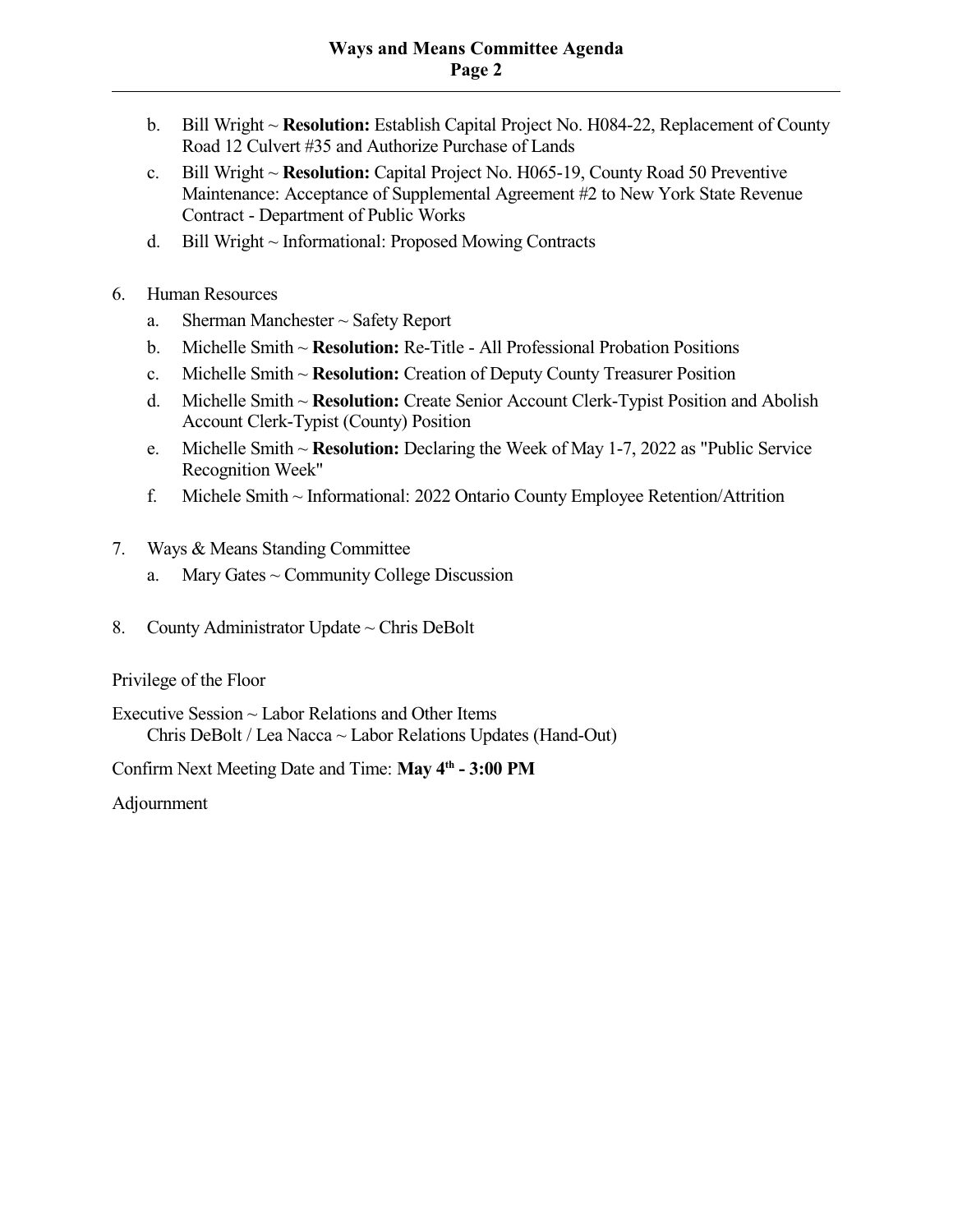b. Bill Wright ~ **Resolution:** Establish Capital Project No. H084-22, Replacement of County Road 12 Culvert #35 and Authorize Purchase of Lands

c. Bill Wright ~ **Resolution:** Capital Project No. H065-19, County Road 50 Preventive Maintenance: Acceptance of Supplemental Agreement #2 to New York State Revenue Contract - Department of Public Works

d. Bill Wright ~ Informational: Proposed Mowing Contracts

6. Human Resources
   a. Sherman Manchester ~ Safety Report
   b. Michelle Smith ~ **Resolution:** Re-Title - All Professional Probation Positions
   c. Michelle Smith ~ **Resolution:** Creation of Deputy County Treasurer Position
   d. Michelle Smith ~ **Resolution:** Create Senior Account Clerk-Typist Position and Abolish Account Clerk-Typist (County) Position
   e. Michelle Smith ~ **Resolution:** Declaring the Week of May 1-7, 2022 as "Public Service Recognition Week"
   f. Michele Smith ~ Informational: 2022 Ontario County Employee Retention/Attrition

7. Ways & Means Standing Committee
   a. Mary Gates ~ Community College Discussion

8. County Administrator Update ~ Chris DeBolt

Privilege of the Floor

Executive Session ~ Labor Relations and Other Items
Chris DeBolt / Lea Nacca ~ Labor Relations Updates (Hand-Out)

Confirm Next Meeting Date and Time: **May 4th - 3:00 PM**

Adjournment